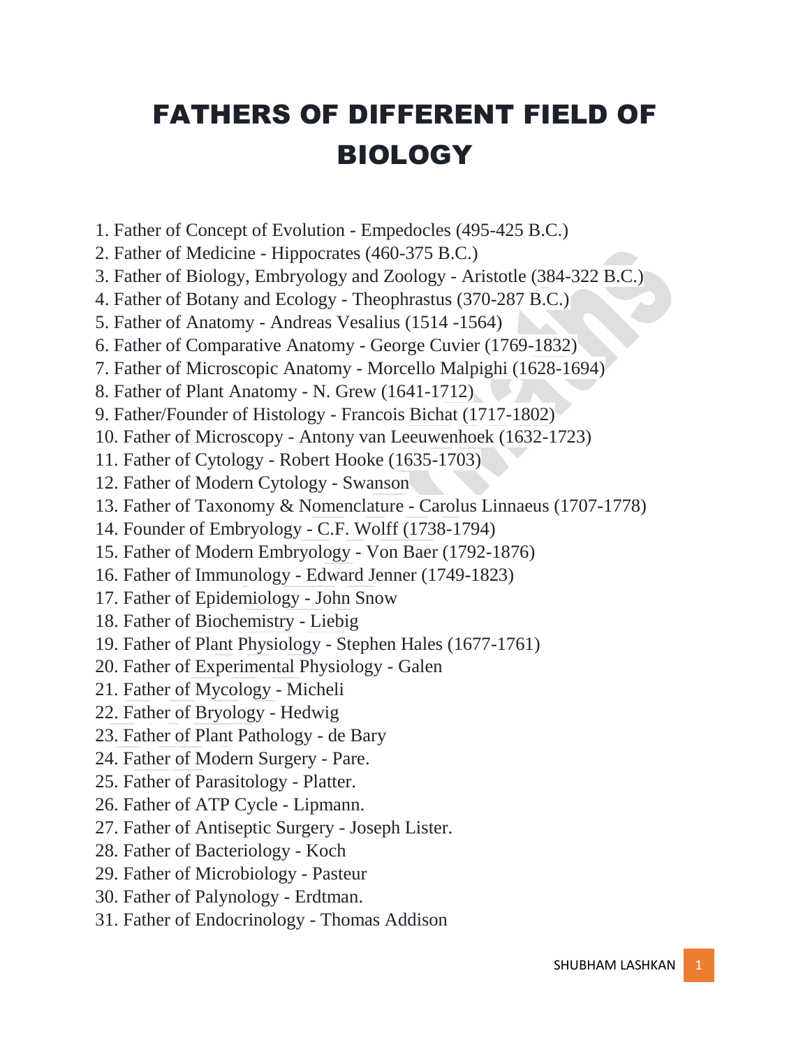# FATHERS OF DIFFERENT FIELD OF BIOLOGY

1. Father of Concept of Evolution - Empedocles (495-425 B.C.)
2. Father of Medicine - Hippocrates (460-375 B.C.)
3. Father of Biology, Embryology and Zoology - Aristotle (384-322 B.C.)
4. Father of Botany and Ecology - Theophrastus (370-287 B.C.)
5. Father of Anatomy - Andreas Vesalius (1514 -1564)
6. Father of Comparative Anatomy - George Cuvier (1769-1832)
7. Father of Microscopic Anatomy - Morcello Malpighi (1628-1694)
8. Father of Plant Anatomy - N. Grew (1641-1712)
9. Father/Founder of Histology - Francois Bichat (1717-1802)
10. Father of Microscopy - Antony van Leeuwenhoek (1632-1723)
11. Father of Cytology - Robert Hooke (1635-1703)
12. Father of Modern Cytology - Swanson
13. Father of Taxonomy & Nomenclature - Carolus Linnaeus (1707-1778)
14. Founder of Embryology - C.F. Wolff (1738-1794)
15. Father of Modern Embryology - Von Baer (1792-1876)
16. Father of Immunology - Edward Jenner (1749-1823)
17. Father of Epidemiology - John Snow
18. Father of Biochemistry - Liebig
19. Father of Plant Physiology - Stephen Hales (1677-1761)
20. Father of Experimental Physiology - Galen
21. Father of Mycology - Micheli
22. Father of Bryology - Hedwig
23. Father of Plant Pathology - de Bary
24. Father of Modern Surgery - Pare.
25. Father of Parasitology - Platter.
26. Father of ATP Cycle - Lipmann.
27. Father of Antiseptic Surgery - Joseph Lister.
28. Father of Bacteriology - Koch
29. Father of Microbiology - Pasteur
30. Father of Palynology - Erdtman.
31. Father of Endocrinology - Thomas Addison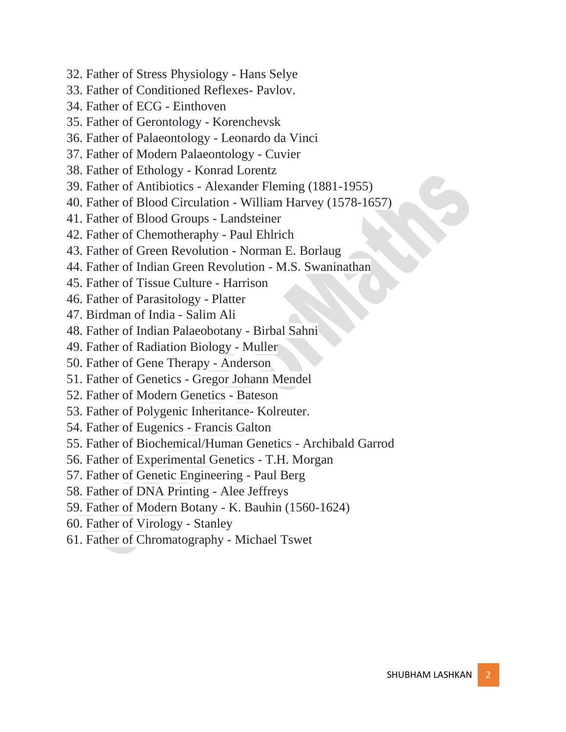32. Father of Stress Physiology - Hans Selye
33. Father of Conditioned Reflexes- Pavlov.
34. Father of ECG - Einthoven
35. Father of Gerontology - Korenchevsk
36. Father of Palaeontology - Leonardo da Vinci
37. Father of Modern Palaeontology - Cuvier
38. Father of Ethology - Konrad Lorentz
39. Father of Antibiotics - Alexander Fleming (1881-1955)
40. Father of Blood Circulation - William Harvey (1578-1657)
41. Father of Blood Groups - Landsteiner
42. Father of Chemotheraphy - Paul Ehlrich
43. Father of Green Revolution - Norman E. Borlaug
44. Father of Indian Green Revolution - M.S. Swaninathan
45. Father of Tissue Culture - Harrison
46. Father of Parasitology - Platter
47. Birdman of India - Salim Ali
48. Father of Indian Palaeobotany - Birbal Sahni
49. Father of Radiation Biology - Muller
50. Father of Gene Therapy - Anderson
51. Father of Genetics - Gregor Johann Mendel
52. Father of Modern Genetics - Bateson
53. Father of Polygenic Inheritance- Kolreuter.
54. Father of Eugenics - Francis Galton
55. Father of Biochemical/Human Genetics - Archibald Garrod
56. Father of Experimental Genetics - T.H. Morgan
57. Father of Genetic Engineering - Paul Berg
58. Father of DNA Printing - Alee Jeffreys
59. Father of Modern Botany - K. Bauhin (1560-1624)
60. Father of Virology - Stanley
61. Father of Chromatography - Michael Tswet